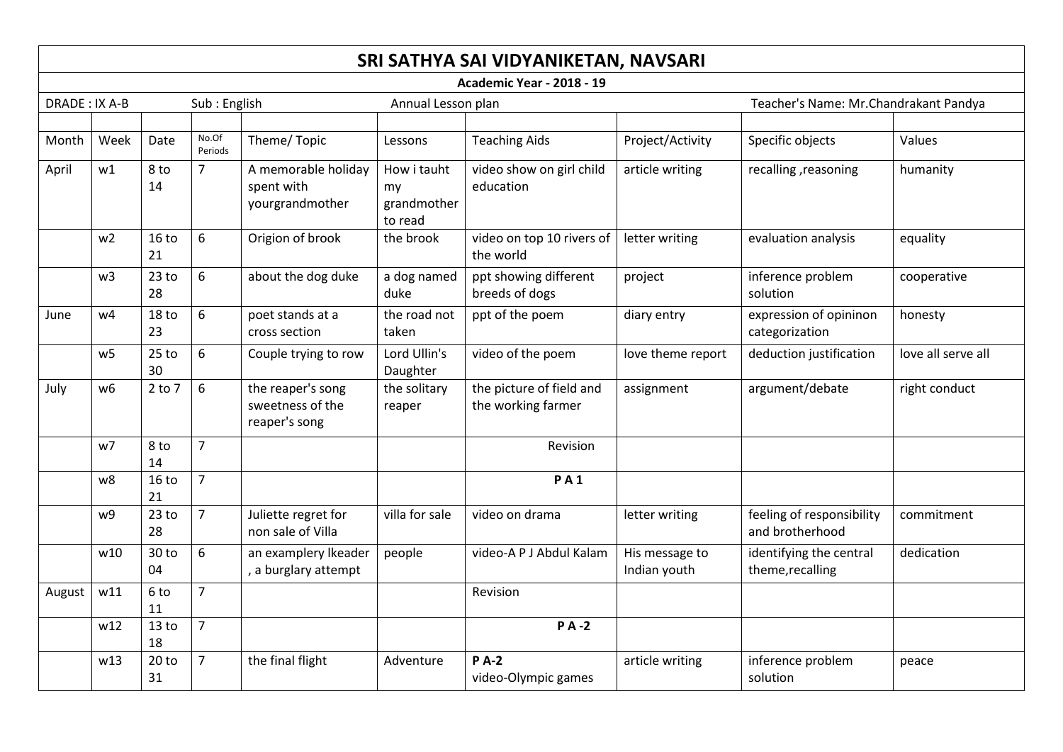# SRI SATHYA SAI VIDYANIKETAN, NAVSARI

**Academic Year - 2018 - 19**

DRADE : IX A-B | Sub : English | Annual Lesson plan | Teacher's Name: Mr.Chandrakant Pandya

| Month | Week | Date | No.Of Periods | Theme/ Topic | Lessons | Teaching Aids | Project/Activity | Specific objects | Values |
|---|---|---|---|---|---|---|---|---|---|
| April | w1 | 8 to 14 | 7 | A memorable holiday spent with yourgrandmother | How i tauht my grandmother to read | video show on girl child education | article writing | recalling ,reasoning | humanity |
| | w2 | 16 to 21 | 6 | Origion of brook | the brook | video on top 10 rivers of the world | letter writing | evaluation analysis | equality |
| | w3 | 23 to 28 | 6 | about the dog duke | a dog named duke | ppt showing different breeds of dogs | project | inference problem solution | cooperative |
| June | w4 | 18 to 23 | 6 | poet stands at a cross section | the road not taken | ppt of the poem | diary entry | expression of opininon categorization | honesty |
| | w5 | 25 to 30 | 6 | Couple trying to row | Lord Ullin's Daughter | video of the poem | love theme report | deduction justification | love all serve all |
| July | w6 | 2 to 7 | 6 | the reaper's song sweetness of the reaper's song | the solitary reaper | the picture of field and the working farmer | assignment | argument/debate | right conduct |
| | w7 | 8 to 14 | 7 | | | Revision | | | |
| | w8 | 16 to 21 | 7 | | | **P A 1** | | | |
| | w9 | 23 to 28 | 7 | Juliette regret for non sale of Villa | villa for sale | video on drama | letter writing | feeling of responsibility and brotherhood | commitment |
| | w10 | 30 to 04 | 6 | an examplery lkeader , a burglary attempt | people | video-A P J Abdul Kalam | His message to Indian youth | identifying the central theme,recalling | dedication |
| August | w11 | 6 to 11 | 7 | | | Revision | | | |
| | w12 | 13 to 18 | 7 | | | **P A -2** | | | |
| | w13 | 20 to 31 | 7 | the final flight | Adventure | **P A-2** video-Olympic games | article writing | inference problem solution | peace |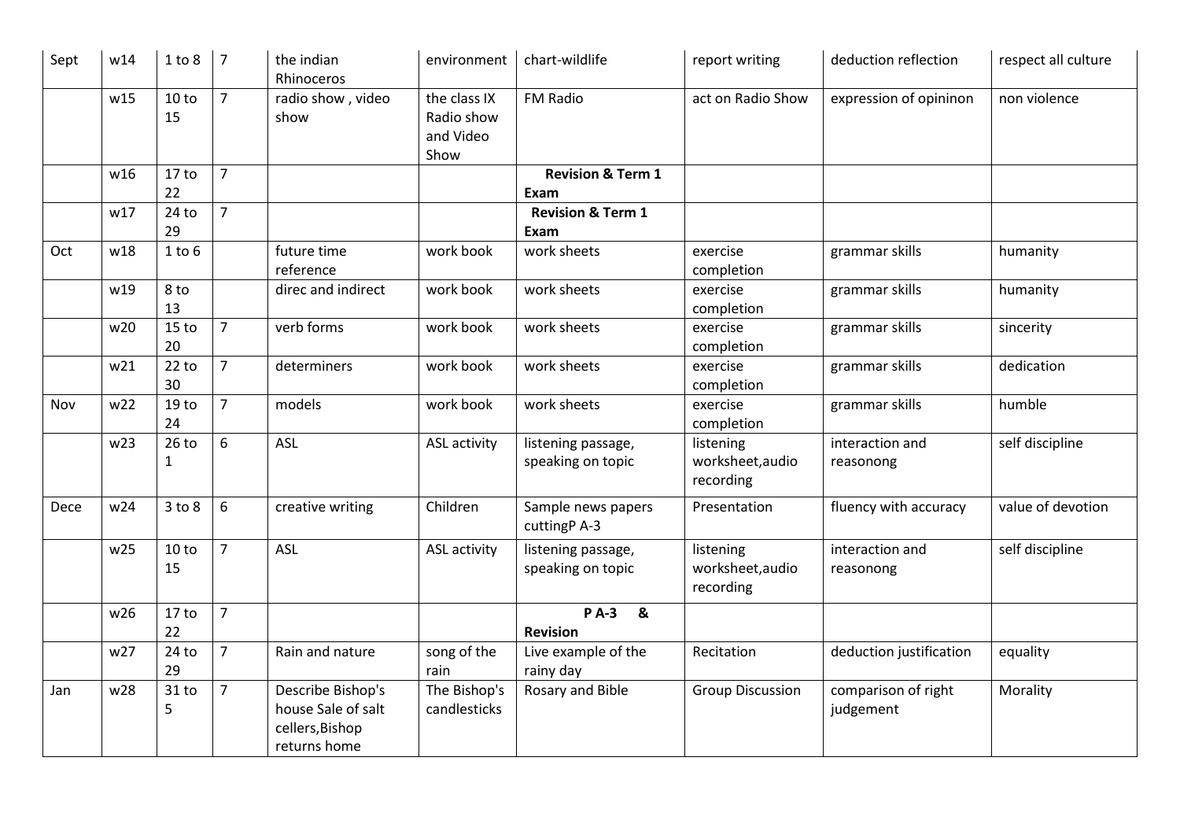| Sept | w14 | 1 to 8 | 7 | the indian Rhinoceros | environment | chart-wildlife | report writing | deduction reflection | respect all culture |
|---|---|---|---|---|---|---|---|---|---|
| | w15 | 10 to 15 | 7 | radio show , video show | the class IX Radio show and Video Show | FM Radio | act on Radio Show | expression of opininon | non violence |
| | w16 | 17 to 22 | 7 | | | **Revision & Term 1 Exam** | | | |
| | w17 | 24 to 29 | 7 | | | **Revision & Term 1 Exam** | | | |
| Oct | w18 | 1 to 6 | | future time reference | work book | work sheets | exercise completion | grammar skills | humanity |
| | w19 | 8 to 13 | | direc and indirect | work book | work sheets | exercise completion | grammar skills | humanity |
| | w20 | 15 to 20 | 7 | verb forms | work book | work sheets | exercise completion | grammar skills | sincerity |
| | w21 | 22 to 30 | 7 | determiners | work book | work sheets | exercise completion | grammar skills | dedication |
| Nov | w22 | 19 to 24 | 7 | models | work book | work sheets | exercise completion | grammar skills | humble |
| | w23 | 26 to 1 | 6 | ASL | ASL activity | listening passage, speaking on topic | listening worksheet,audio recording | interaction and reasonong | self discipline |
| Dece | w24 | 3 to 8 | 6 | creative writing | Children | Sample news papers cuttingP A-3 | Presentation | fluency with accuracy | value of devotion |
| | w25 | 10 to 15 | 7 | ASL | ASL activity | listening passage, speaking on topic | listening worksheet,audio recording | interaction and reasonong | self discipline |
| | w26 | 17 to 22 | 7 | | | **P A-3 & Revision** | | | |
| | w27 | 24 to 29 | 7 | Rain and nature | song of the rain | Live example of the rainy day | Recitation | deduction justification | equality |
| Jan | w28 | 31 to 5 | 7 | Describe Bishop's house Sale of salt cellers,Bishop returns home | The Bishop's candlesticks | Rosary and Bible | Group Discussion | comparison of right judgement | Morality |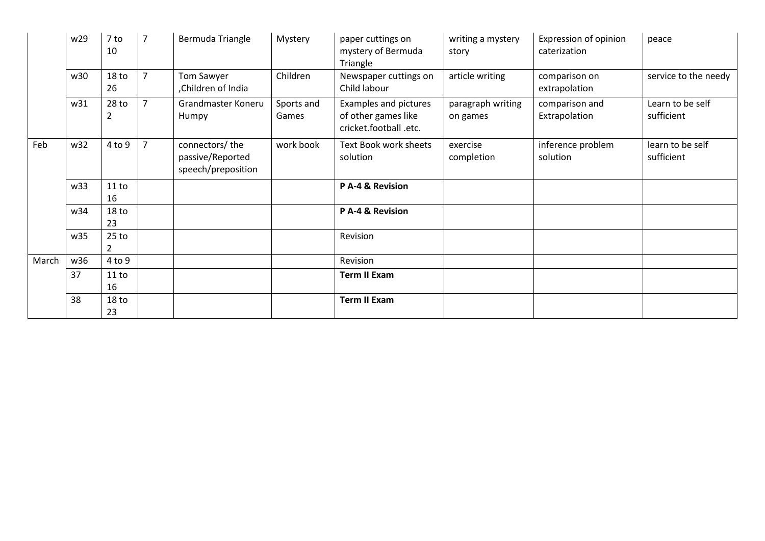| | | | | | | | | | |
|---|---|---|---|---|---|---|---|---|---|
| | w29 | 7 to 10 | 7 | Bermuda Triangle | Mystery | paper cuttings on mystery of Bermuda Triangle | writing a mystery story | Expression of opinion caterization | peace |
| | w30 | 18 to 26 | 7 | Tom Sawyer ,Children of India | Children | Newspaper cuttings on Child labour | article writing | comparison on extrapolation | service to the needy |
| | w31 | 28 to 2 | 7 | Grandmaster Koneru Humpy | Sports and Games | Examples and pictures of other games like cricket.football .etc. | paragraph writing on games | comparison and Extrapolation | Learn to be self sufficient |
| Feb | w32 | 4 to 9 | 7 | connectors/ the passive/Reported speech/preposition | work book | Text Book work sheets solution | exercise completion | inference problem solution | learn to be self sufficient |
| | w33 | 11 to 16 | | | | **P A-4 & Revision** | | | |
| | w34 | 18 to 23 | | | | **P A-4 & Revision** | | | |
| | w35 | 25 to 2 | | | | Revision | | | |
| March | w36 | 4 to 9 | | | | Revision | | | |
| | 37 | 11 to 16 | | | | **Term II Exam** | | | |
| | 38 | 18 to 23 | | | | **Term II Exam** | | | |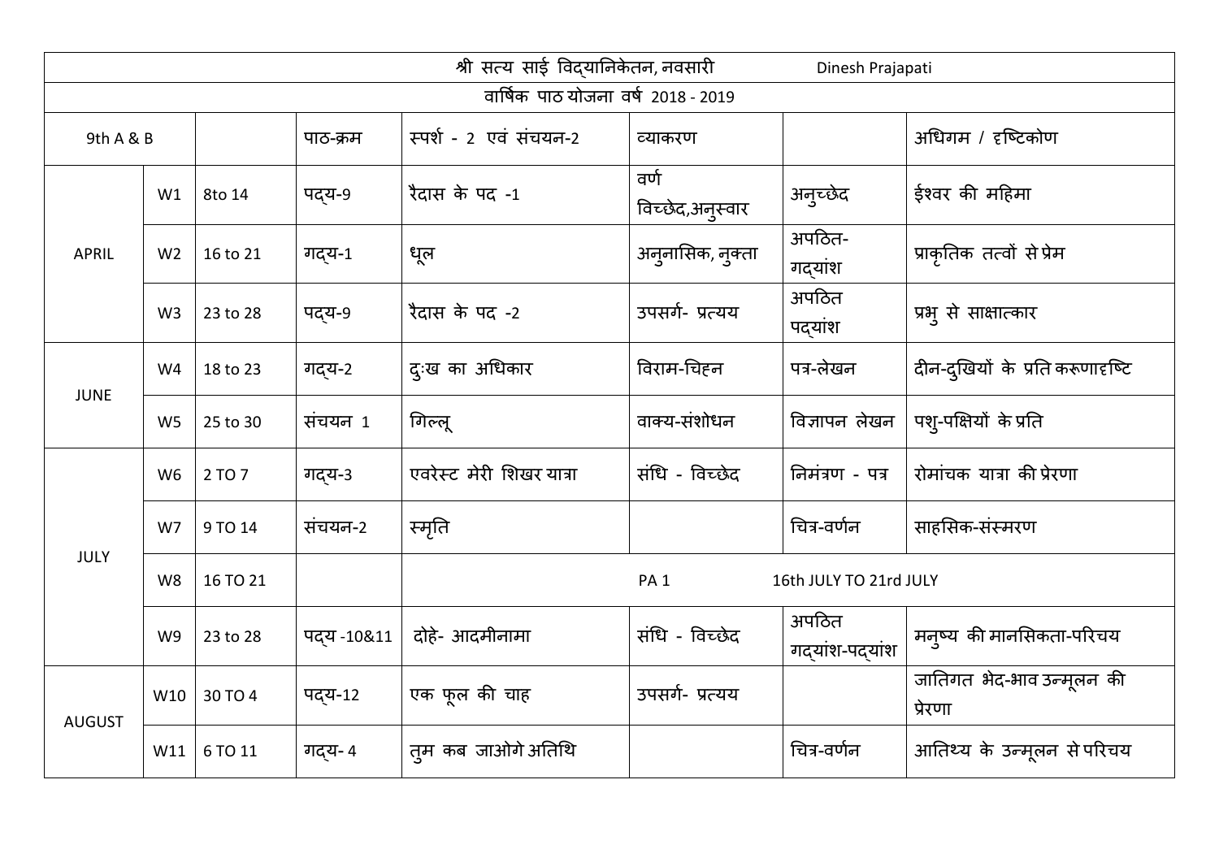| श्री सत्य साई विद्यानिकेतन, नवसारी Dinesh Prajapati | | | | | | | |
|---|---|---|---|---|---|---|---|
| वार्षिक पाठ योजना वर्ष 2018 - 2019 | | | | | | | |
| 9th A & B | | | पाठ-क्रम | स्पर्श - 2 एवं संचयन-2 | व्याकरण | | अधिगम / दृष्टिकोण |
| APRIL | W1 | 8to 14 | पद्य-9 | रैदास के पद -1 | वर्ण विच्छेद,अनुस्वार | अनुच्छेद | ईश्वर की महिमा |
| | W2 | 16 to 21 | गद्य-1 | धूल | अनुनासिक, नुक्ता | अपठित-गद्यांश | प्राकृतिक तत्वों से प्रेम |
| | W3 | 23 to 28 | पद्य-9 | रैदास के पद -2 | उपसर्ग- प्रत्यय | अपठित पद्यांश | प्रभु से साक्षात्कार |
| JUNE | W4 | 18 to 23 | गद्य-2 | दुःख का अधिकार | विराम-चिह्न | पत्र-लेखन | दीन-दुखियों के प्रति करूणादृष्टि |
| | W5 | 25 to 30 | संचयन 1 | गिल्लू | वाक्य-संशोधन | विज्ञापन लेखन | पशु-पक्षियों के प्रति |
| JULY | W6 | 2 TO 7 | गद्य-3 | एवरेस्ट मेरी शिखर यात्रा | संधि - विच्छेद | निमंत्रण - पत्र | रोमांचक यात्रा की प्रेरणा |
| | W7 | 9 TO 14 | संचयन-2 | स्मृति | | चित्र-वर्णन | साहसिक-संस्मरण |
| | W8 | 16 TO 21 | | PA 1 16th JULY TO 21rd JULY | | | |
| | W9 | 23 to 28 | पद्य -10&11 | दोहे- आदमीनामा | संधि - विच्छेद | अपठित गद्यांश-पद्यांश | मनुष्य की मानसिकता-परिचय |
| AUGUST | W10 | 30 TO 4 | पद्य-12 | एक फूल की चाह | उपसर्ग- प्रत्यय | | जातिगत भेद-भाव उन्मूलन की प्रेरणा |
| | W11 | 6 TO 11 | गद्य- 4 | तुम कब जाओगे अतिथि | | चित्र-वर्णन | आतिथ्य के उन्मूलन से परिचय |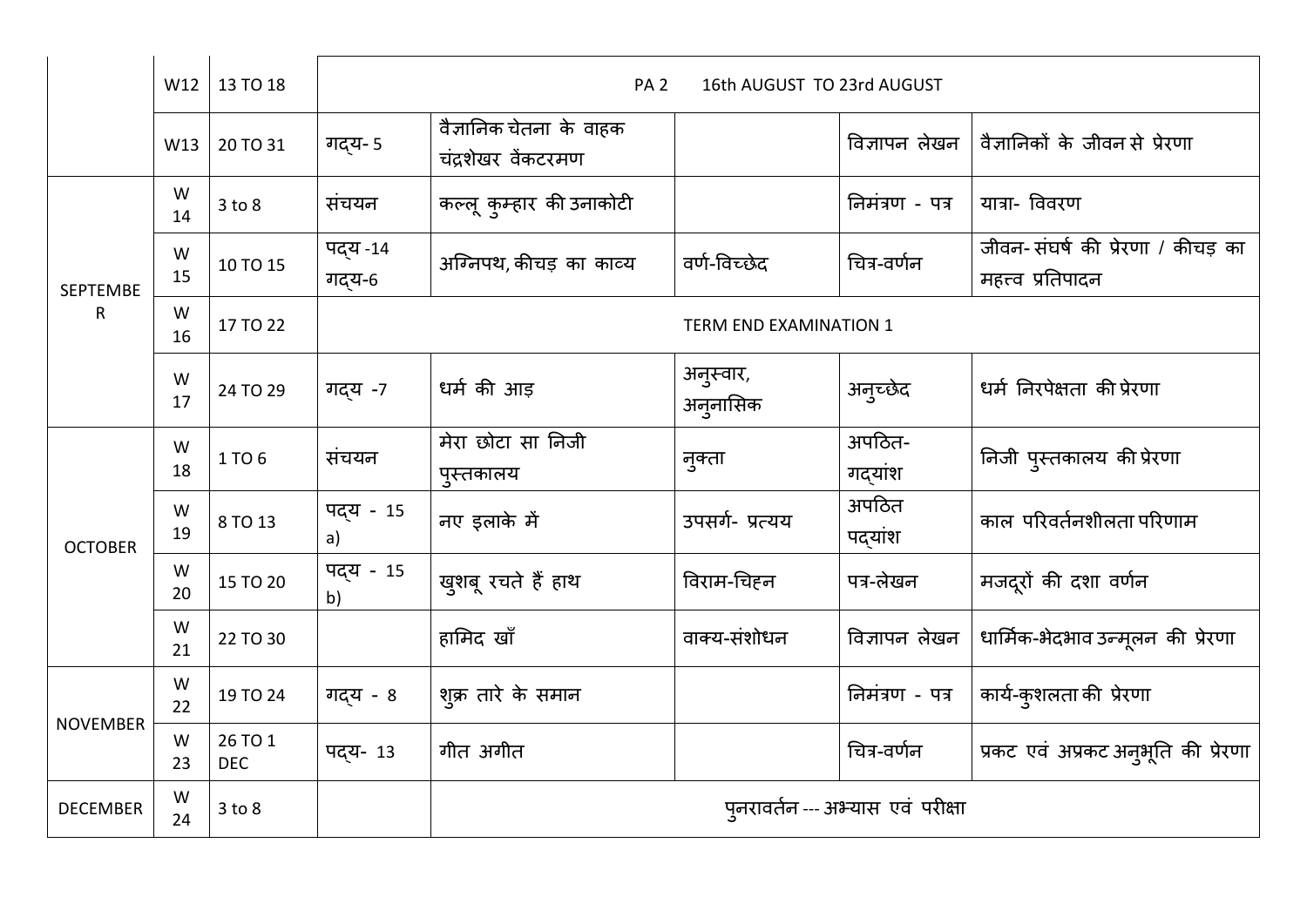|  |  |  |  |  |  |  |  |
|---|---|---|---|---|---|---|---|
|  | W12 | 13 TO 18 | PA 2 16th AUGUST TO 23rd AUGUST |  |  |  |  |
|  | W13 | 20 TO 31 | गद्य- 5 | वैज्ञानिक चेतना के वाहक चंद्रशेखर वेंकटरमण |  | विज्ञापन लेखन | वैज्ञानिकों के जीवन से प्रेरणा |
| SEPTEMBER | W 14 | 3 to 8 | संचयन | कल्लू कुम्हार की उनाकोटी |  | निमंत्रण - पत्र | यात्रा- विवरण |
|  | W 15 | 10 TO 15 | पद्य -14 गद्य-6 | अग्निपथ, कीचड़ का काव्य | वर्ण-विच्छेद | चित्र-वर्णन | जीवन- संघर्ष की प्रेरणा / कीचड़ का महत्त्व प्रतिपादन |
|  | W 16 | 17 TO 22 | TERM END EXAMINATION 1 |  |  |  |  |
|  | W 17 | 24 TO 29 | गद्य -7 | धर्म की आड़ | अनुस्वार, अनुनासिक | अनुच्छेद | धर्म निरपेक्षता की प्रेरणा |
| OCTOBER | W 18 | 1 TO 6 | संचयन | मेरा छोटा सा निजी पुस्तकालय | नुक्ता | अपठित-गद्यांश | निजी पुस्तकालय की प्रेरणा |
|  | W 19 | 8 TO 13 | पद्य - 15 a) | नए इलाके में | उपसर्ग- प्रत्यय | अपठित पद्यांश | काल परिवर्तनशीलता परिणाम |
|  | W 20 | 15 TO 20 | पद्य - 15 b) | खुशबू रचते हैं हाथ | विराम-चिह्न | पत्र-लेखन | मजदूरों की दशा वर्णन |
|  | W 21 | 22 TO 30 |  | हामिद खाँ | वाक्य-संशोधन | विज्ञापन लेखन | धार्मिक-भेदभाव उन्मूलन की प्रेरणा |
| NOVEMBER | W 22 | 19 TO 24 | गद्य - 8 | शुक्र तारे के समान |  | निमंत्रण - पत्र | कार्य-कुशलता की प्रेरणा |
|  | W 23 | 26 TO 1 DEC | पद्य- 13 | गीत अगीत |  | चित्र-वर्णन | प्रकट एवं अप्रकट अनुभूति की प्रेरणा |
| DECEMBER | W 24 | 3 to 8 |  | पुनरावर्तन --- अभ्यास एवं परीक्षा |  |  |  |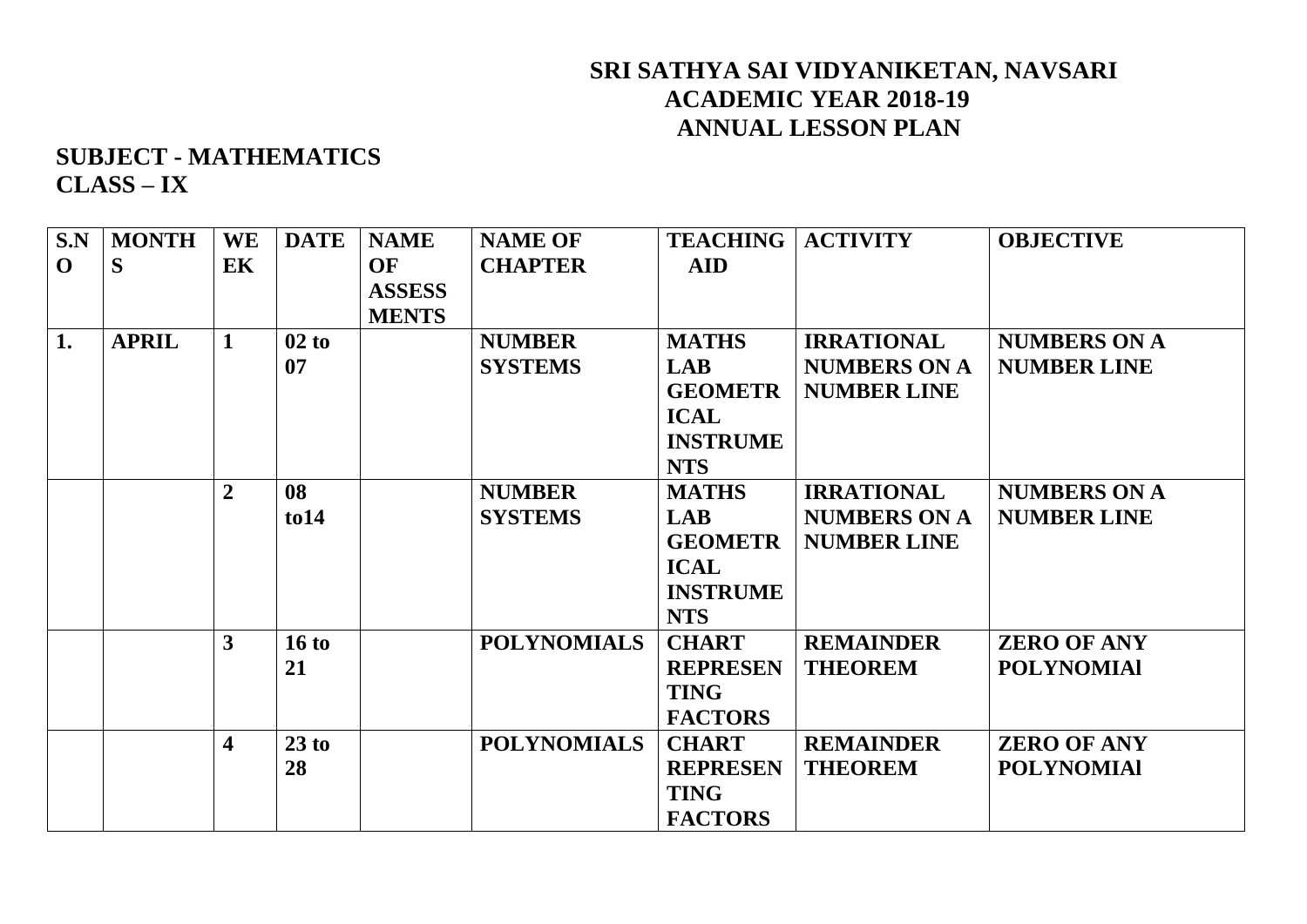# SRI SATHYA SAI VIDYANIKETAN, NAVSARI
## ACADEMIC YEAR 2018-19
## ANNUAL LESSON PLAN

**SUBJECT - MATHEMATICS**
**CLASS – IX**

| S.NO | MONTHS | WEEK | DATE | NAME OF ASSESSMENTS | NAME OF CHAPTER | TEACHING AID | ACTIVITY | OBJECTIVE |
|---|---|---|---|---|---|---|---|---|
| 1. | APRIL | 1 | 02 to 07 | | NUMBER SYSTEMS | MATHS LAB GEOMETRICAL INSTRUMENTS | IRRATIONAL NUMBERS ON A NUMBER LINE | NUMBERS ON A NUMBER LINE |
| | | 2 | 08 to14 | | NUMBER SYSTEMS | MATHS LAB GEOMETRICAL INSTRUMENTS | IRRATIONAL NUMBERS ON A NUMBER LINE | NUMBERS ON A NUMBER LINE |
| | | 3 | 16 to 21 | | POLYNOMIALS | CHART REPRESENTING FACTORS | REMAINDER THEOREM | ZERO OF ANY POLYNOMIAl |
| | | 4 | 23 to 28 | | POLYNOMIALS | CHART REPRESENTING FACTORS | REMAINDER THEOREM | ZERO OF ANY POLYNOMIAl |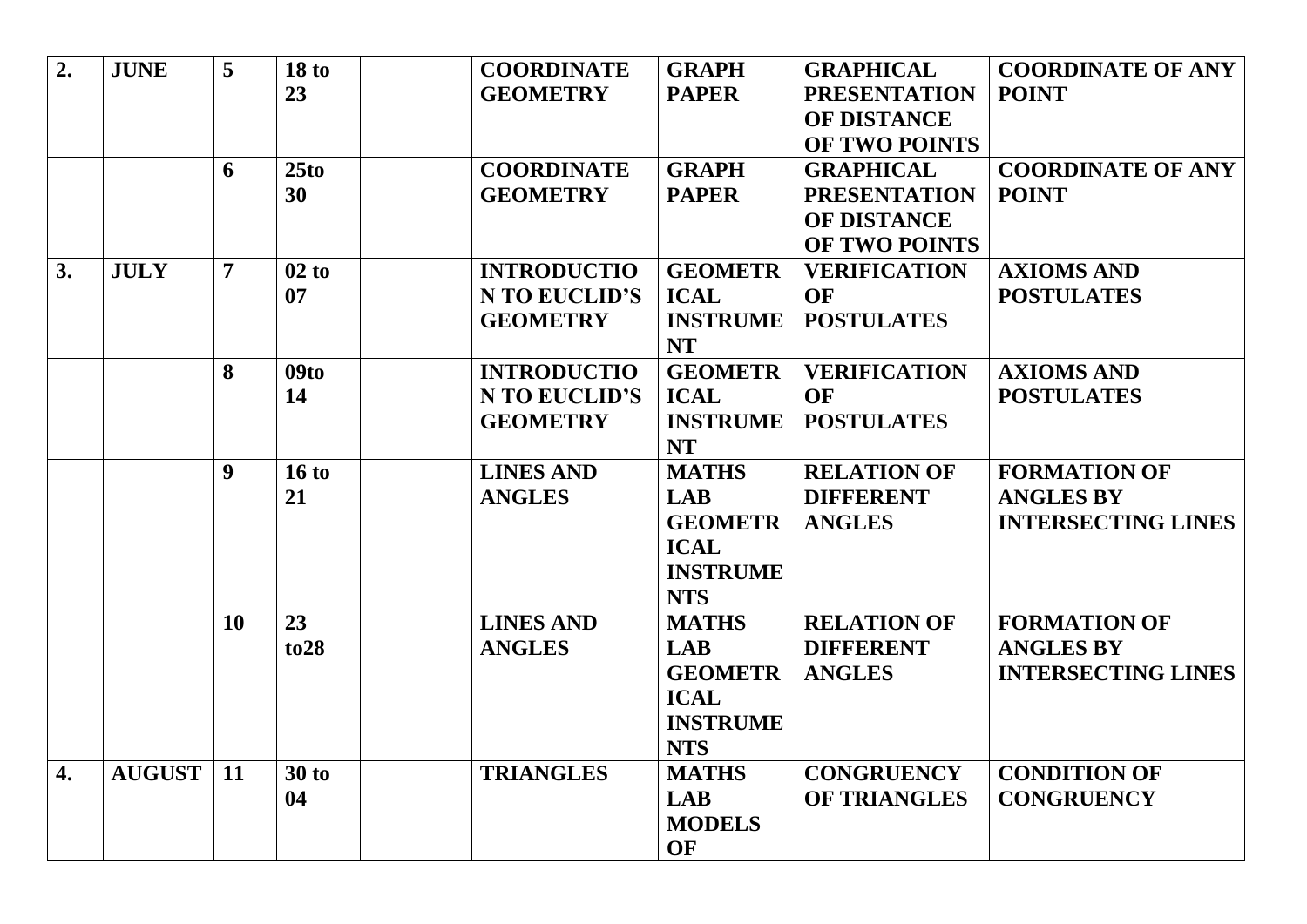| 2. | JUNE | 5 | 18 to 23 | | COORDINATE GEOMETRY | GRAPH PAPER | GRAPHICAL PRESENTATION OF DISTANCE OF TWO POINTS | COORDINATE OF ANY POINT |
|---|---|---|---|---|---|---|---|---|
| | | 6 | 25to 30 | | COORDINATE GEOMETRY | GRAPH PAPER | GRAPHICAL PRESENTATION OF DISTANCE OF TWO POINTS | COORDINATE OF ANY POINT |
| 3. | JULY | 7 | 02 to 07 | | INTRODUCTION TO EUCLID'S GEOMETRY | GEOMETRICAL INSTRUMENT | VERIFICATION OF POSTULATES | AXIOMS AND POSTULATES |
| | | 8 | 09to 14 | | INTRODUCTION TO EUCLID'S GEOMETRY | GEOMETRICAL INSTRUMENT | VERIFICATION OF POSTULATES | AXIOMS AND POSTULATES |
| | | 9 | 16 to 21 | | LINES AND ANGLES | MATHS LAB GEOMETRICAL INSTRUMENTS | RELATION OF DIFFERENT ANGLES | FORMATION OF ANGLES BY INTERSECTING LINES |
| | | 10 | 23 to28 | | LINES AND ANGLES | MATHS LAB GEOMETRICAL INSTRUMENTS | RELATION OF DIFFERENT ANGLES | FORMATION OF ANGLES BY INTERSECTING LINES |
| 4. | AUGUST | 11 | 30 to 04 | | TRIANGLES | MATHS LAB MODELS OF | CONGRUENCY OF TRIANGLES | CONDITION OF CONGRUENCY |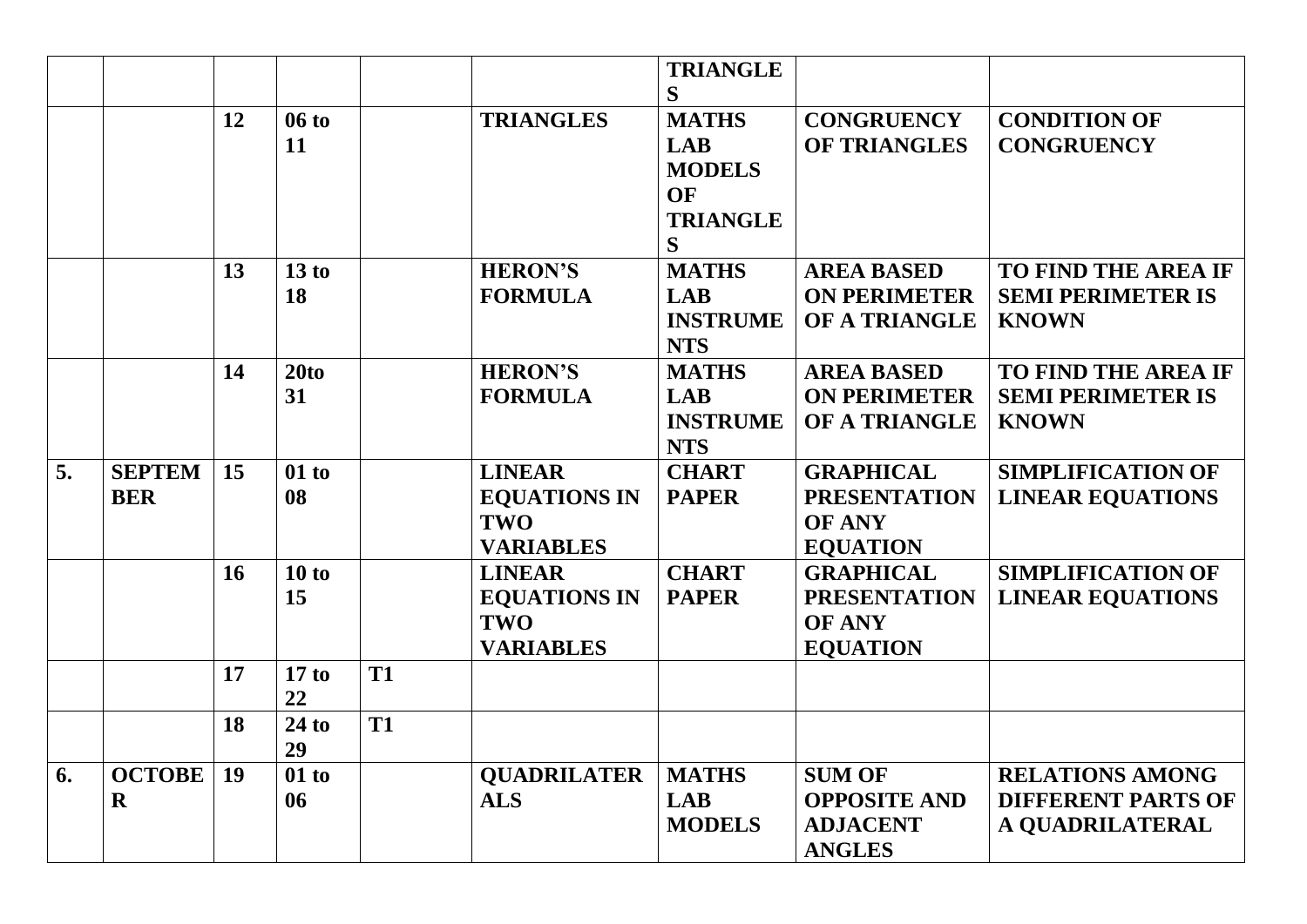| | | | | | | | | |
|---|---|---|---|---|---|---|---|---|
| | | | | | | **TRIANGLES** | | |
| | | **12** | **06 to 11** | | **TRIANGLES** | **MATHS LAB MODELS OF TRIANGLES** | **CONGRUENCY OF TRIANGLES** | **CONDITION OF CONGRUENCY** |
| | | **13** | **13 to 18** | | **HERON'S FORMULA** | **MATHS LAB INSTRUMENTS** | **AREA BASED ON PERIMETER OF A TRIANGLE** | **TO FIND THE AREA IF SEMI PERIMETER IS KNOWN** |
| | | **14** | **20to 31** | | **HERON'S FORMULA** | **MATHS LAB INSTRUMENTS** | **AREA BASED ON PERIMETER OF A TRIANGLE** | **TO FIND THE AREA IF SEMI PERIMETER IS KNOWN** |
| **5.** | **SEPTEMBER** | **15** | **01 to 08** | | **LINEAR EQUATIONS IN TWO VARIABLES** | **CHART PAPER** | **GRAPHICAL PRESENTATION OF ANY EQUATION** | **SIMPLIFICATION OF LINEAR EQUATIONS** |
| | | **16** | **10 to 15** | | **LINEAR EQUATIONS IN TWO VARIABLES** | **CHART PAPER** | **GRAPHICAL PRESENTATION OF ANY EQUATION** | **SIMPLIFICATION OF LINEAR EQUATIONS** |
| | | **17** | **17 to 22** | **T1** | | | | |
| | | **18** | **24 to 29** | **T1** | | | | |
| **6.** | **OCTOBER** | **19** | **01 to 06** | | **QUADRILATERALS** | **MATHS LAB MODELS** | **SUM OF OPPOSITE AND ADJACENT ANGLES** | **RELATIONS AMONG DIFFERENT PARTS OF A QUADRILATERAL** |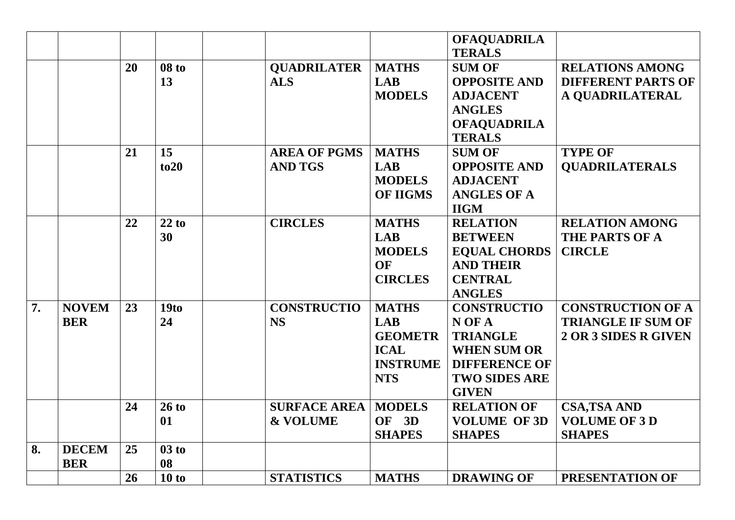| | | | | | | | | |
|---|---|---|---|---|---|---|---|---|
| | | | | | | | **OFAQUADRILATERALS** | |
| | | **20** | **08 to 13** | | **QUADRILATERALS** | **MATHS LAB MODELS** | **SUM OF OPPOSITE AND ADJACENT ANGLES OFAQUADRILATERALS** | **RELATIONS AMONG DIFFERENT PARTS OF A QUADRILATERAL** |
| | | **21** | **15 to20** | | **AREA OF PGMS AND TGS** | **MATHS LAB MODELS OF IIGMS** | **SUM OF OPPOSITE AND ADJACENT ANGLES OF A IIGM** | **TYPE OF QUADRILATERALS** |
| | | **22** | **22 to 30** | | **CIRCLES** | **MATHS LAB MODELS OF CIRCLES** | **RELATION BETWEEN EQUAL CHORDS AND THEIR CENTRAL ANGLES** | **RELATION AMONG THE PARTS OF A CIRCLE** |
| **7.** | **NOVEMBER** | **23** | **19to 24** | | **CONSTRUCTIONS** | **MATHS LAB GEOMETRICAL INSTRUMENTS** | **CONSTRUCTION OF A TRIANGLE WHEN SUM OR DIFFERENCE OF TWO SIDES ARE GIVEN** | **CONSTRUCTION OF A TRIANGLE IF SUM OF 2 OR 3 SIDES R GIVEN** |
| | | **24** | **26 to 01** | | **SURFACE AREA & VOLUME** | **MODELS OF 3D SHAPES** | **RELATION OF VOLUME OF 3D SHAPES** | **CSA,TSA AND VOLUME OF 3 D SHAPES** |
| **8.** | **DECEMBER** | **25** | **03 to 08** | | | | | |
| | | **26** | **10 to** | | **STATISTICS** | **MATHS** | **DRAWING OF** | **PRESENTATION OF** |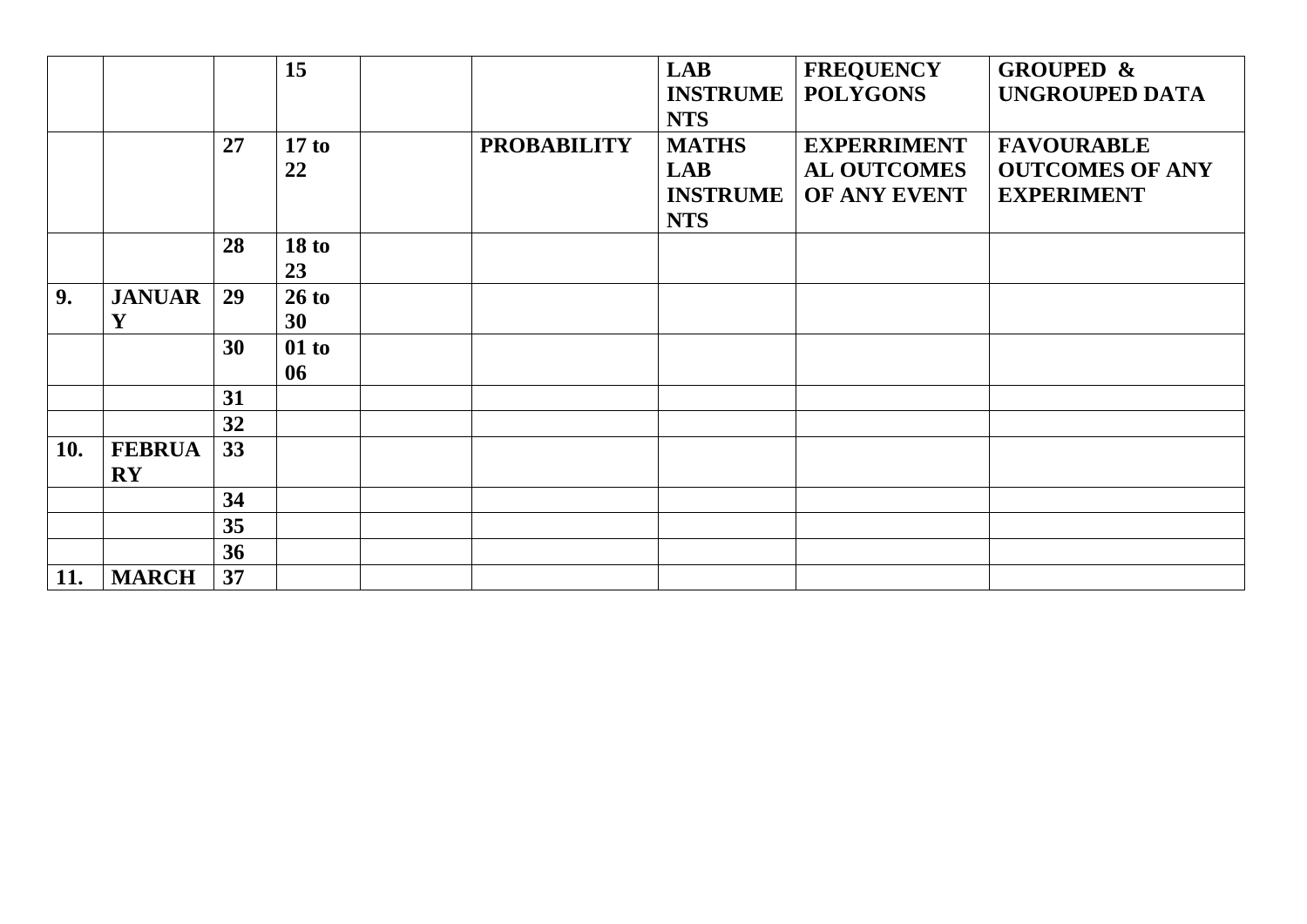| | | | | | | | | |
|---|---|---|---|---|---|---|---|---|
| | | | **15** | | | **LAB INSTRUMENTS** | **FREQUENCY POLYGONS** | **GROUPED & UNGROUPED DATA** |
| | | **27** | **17 to 22** | | **PROBABILITY** | **MATHS LAB INSTRUMENTS** | **EXPERRIMENTAL OUTCOMES OF ANY EVENT** | **FAVOURABLE OUTCOMES OF ANY EXPERIMENT** |
| | | **28** | **18 to 23** | | | | | |
| **9.** | **JANUARY** | **29** | **26 to 30** | | | | | |
| | | **30** | **01 to 06** | | | | | |
| | | **31** | | | | | | |
| | | **32** | | | | | | |
| **10.** | **FEBRUARY** | **33** | | | | | | |
| | | **34** | | | | | | |
| | | **35** | | | | | | |
| | | **36** | | | | | | |
| **11.** | **MARCH** | **37** | | | | | | |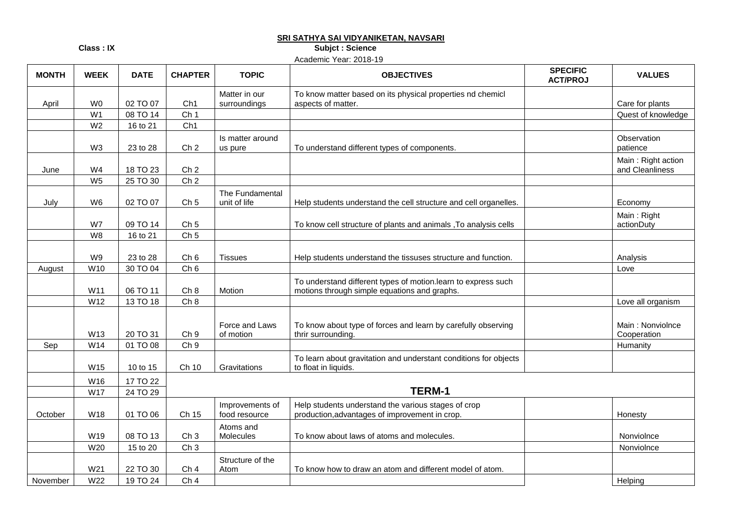**SRI SATHYA SAI VIDYANIKETAN, NAVSARI**

**Class : IX**

**Subjct : Science**

Academic Year: 2018-19

| MONTH | WEEK | DATE | CHAPTER | TOPIC | OBJECTIVES | SPECIFIC ACT/PROJ | VALUES |
|---|---|---|---|---|---|---|---|
| April | W0 | 02 TO 07 | Ch1 | Matter in our surroundings | To know matter based on its physical properties nd chemicl aspects of matter. | | Care for plants |
| | W1 | 08 TO 14 | Ch 1 | | | | Quest of knowledge |
| | W2 | 16 to 21 | Ch1 | | | | |
| | W3 | 23 to 28 | Ch 2 | Is matter around us pure | To understand different types of components. | | Observation patience |
| June | W4 | 18 TO 23 | Ch 2 | | | | Main : Right action and Cleanliness |
| | W5 | 25 TO 30 | Ch 2 | | | | |
| July | W6 | 02 TO 07 | Ch 5 | The Fundamental unit of life | Help students understand the cell structure and cell organelles. | | Economy |
| | W7 | 09 TO 14 | Ch 5 | | To know cell structure of plants and animals ,To analysis cells | | Main : Right actionDuty |
| | W8 | 16 to 21 | Ch 5 | | | | |
| | W9 | 23 to 28 | Ch 6 | Tissues | Help students understand the tissuses structure and function. | | Analysis |
| August | W10 | 30 TO 04 | Ch 6 | | | | Love |
| | W11 | 06 TO 11 | Ch 8 | Motion | To understand different types of motion.learn to express such motions through simple equations and graphs. | | |
| | W12 | 13 TO 18 | Ch 8 | | | | Love all organism |
| | W13 | 20 TO 31 | Ch 9 | Force and Laws of motion | To know about type of forces and learn by carefully observing thrir surrounding. | | Main : Nonviolnce Cooperation |
| Sep | W14 | 01 TO 08 | Ch 9 | | | | Humanity |
| | W15 | 10 to 15 | Ch 10 | Gravitations | To learn about gravitation and understant conditions for objects to float in liquids. | | |
| | W16 | 17 TO 22 | | | | | |
| | W17 | 24 TO 29 | | | **TERM-1** | | |
| October | W18 | 01 TO 06 | Ch 15 | Improvements of food resource | Help students understand the various stages of crop production,advantages of improvement in crop. | | Honesty |
| | W19 | 08 TO 13 | Ch 3 | Atoms and Molecules | To know about laws of atoms and molecules. | | Nonviolnce |
| | W20 | 15 to 20 | Ch 3 | | | | Nonviolnce |
| | W21 | 22 TO 30 | Ch 4 | Structure of the Atom | To know how to draw an atom and different model of atom. | | |
| November | W22 | 19 TO 24 | Ch 4 | | | | Helping |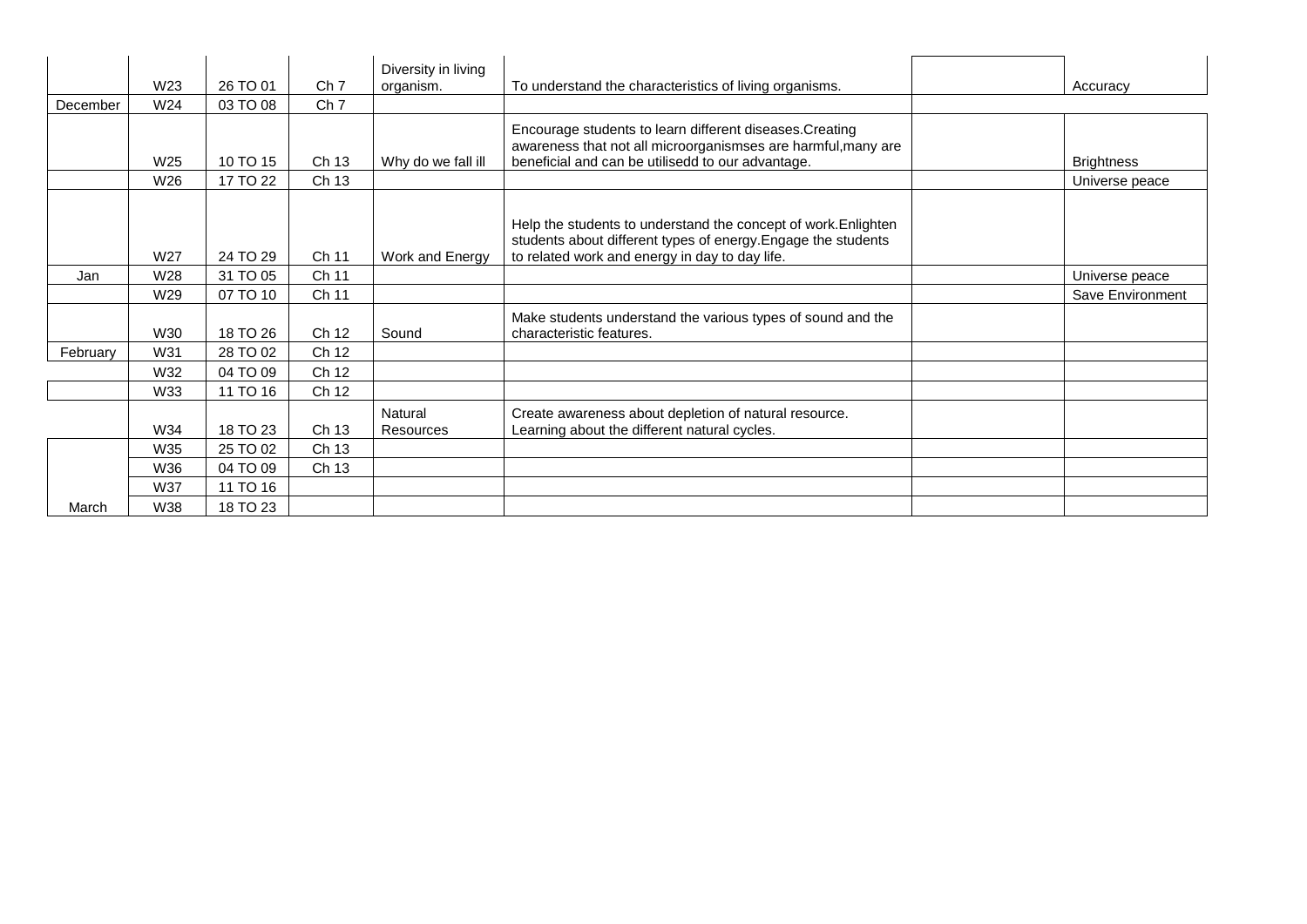| | | | | | | | |
|---|---|---|---|---|---|---|---|
| | W23 | 26 TO 01 | Ch 7 | Diversity in living organism. | To understand the characteristics of living organisms. | | Accuracy |
| December | W24 | 03 TO 08 | Ch 7 | | | | |
| | W25 | 10 TO 15 | Ch 13 | Why do we fall ill | Encourage students to learn different diseases.Creating awareness that not all microorganismses are harmful,many are beneficial and can be utilisedd to our advantage. | | Brightness |
| | W26 | 17 TO 22 | Ch 13 | | | | Universe peace |
| | W27 | 24 TO 29 | Ch 11 | Work and Energy | Help the students to understand the concept of work.Enlighten students about different types of energy.Engage the students to related work and energy in day to day life. | | |
| Jan | W28 | 31 TO 05 | Ch 11 | | | | Universe peace |
| | W29 | 07 TO 10 | Ch 11 | | | | Save Environment |
| | W30 | 18 TO 26 | Ch 12 | Sound | Make students understand the various types of sound and the characteristic features. | | |
| February | W31 | 28 TO 02 | Ch 12 | | | | |
| | W32 | 04 TO 09 | Ch 12 | | | | |
| | W33 | 11 TO 16 | Ch 12 | | | | |
| | W34 | 18 TO 23 | Ch 13 | Natural Resources | Create awareness about depletion of natural resource. Learning about the different natural cycles. | | |
| | W35 | 25 TO 02 | Ch 13 | | | | |
| | W36 | 04 TO 09 | Ch 13 | | | | |
| | W37 | 11 TO 16 | | | | | |
| March | W38 | 18 TO 23 | | | | | |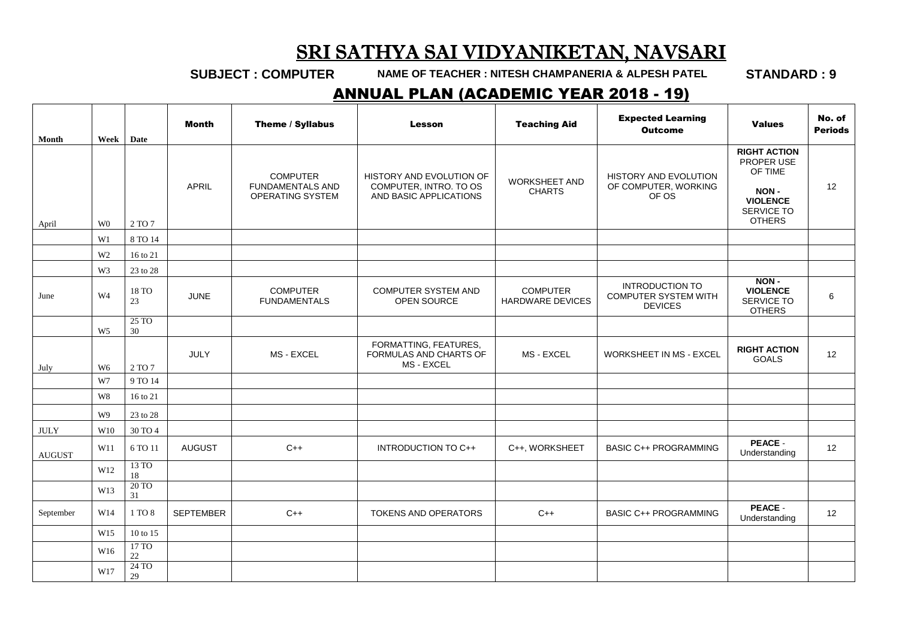# SRI SATHYA SAI VIDYANIKETAN, NAVSARI

**SUBJECT : COMPUTER** **NAME OF TEACHER : NITESH CHAMPANERIA & ALPESH PATEL** **STANDARD : 9**

## ANNUAL PLAN (ACADEMIC YEAR 2018 - 19)

| Month | Week | Date | Month | Theme / Syllabus | Lesson | Teaching Aid | Expected Learning Outcome | Values | No. of Periods |
|---|---|---|---|---|---|---|---|---|---|
| April | W0 | 2 TO 7 | APRIL | COMPUTER FUNDAMENTALS AND OPERATING SYSTEM | HISTORY AND EVOLUTION OF COMPUTER, INTRO. TO OS AND BASIC APPLICATIONS | WORKSHEET AND CHARTS | HISTORY AND EVOLUTION OF COMPUTER, WORKING OF OS | **RIGHT ACTION** PROPER USE OF TIME **NON - VIOLENCE** SERVICE TO OTHERS | 12 |
| | W1 | 8 TO 14 | | | | | | | |
| | W2 | 16 to 21 | | | | | | | |
| | W3 | 23 to 28 | | | | | | | |
| June | W4 | 18 TO 23 | JUNE | COMPUTER FUNDAMENTALS | COMPUTER SYSTEM AND OPEN SOURCE | COMPUTER HARDWARE DEVICES | INTRODUCTION TO COMPUTER SYSTEM WITH DEVICES | **NON - VIOLENCE** SERVICE TO OTHERS | 6 |
| | W5 | 25 TO 30 | | | | | | | |
| July | W6 | 2 TO 7 | JULY | MS - EXCEL | FORMATTING, FEATURES, FORMULAS AND CHARTS OF MS - EXCEL | MS - EXCEL | WORKSHEET IN MS - EXCEL | **RIGHT ACTION** GOALS | 12 |
| | W7 | 9 TO 14 | | | | | | | |
| | W8 | 16 to 21 | | | | | | | |
| | W9 | 23 to 28 | | | | | | | |
| JULY | W10 | 30 TO 4 | | | | | | | |
| AUGUST | W11 | 6 TO 11 | AUGUST | C++ | INTRODUCTION TO C++ | C++, WORKSHEET | BASIC C++ PROGRAMMING | **PEACE** - Understanding | 12 |
| | W12 | 13 TO 18 | | | | | | | |
| | W13 | 20 TO 31 | | | | | | | |
| September | W14 | 1 TO 8 | SEPTEMBER | C++ | TOKENS AND OPERATORS | C++ | BASIC C++ PROGRAMMING | **PEACE** - Understanding | 12 |
| | W15 | 10 to 15 | | | | | | | |
| | W16 | 17 TO 22 | | | | | | | |
| | W17 | 24 TO 29 | | | | | | | |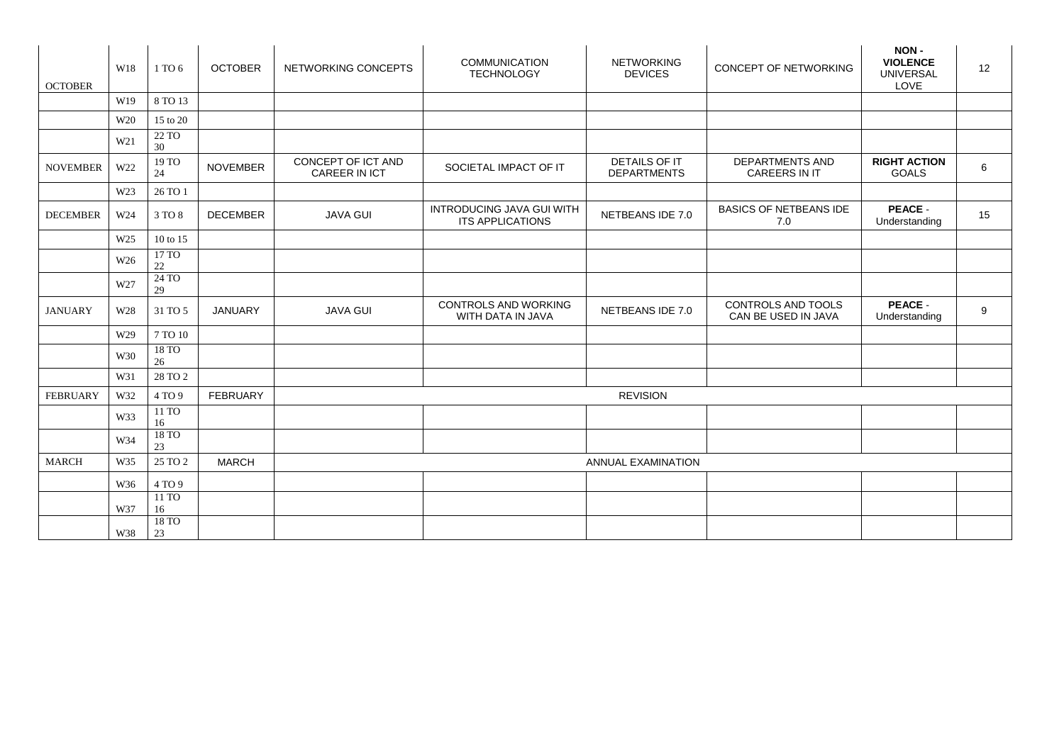| OCTOBER | W18 | 1 TO 6 | OCTOBER | NETWORKING CONCEPTS | COMMUNICATION TECHNOLOGY | NETWORKING DEVICES | CONCEPT OF NETWORKING | **NON - VIOLENCE** UNIVERSAL LOVE | 12 |
|---|---|---|---|---|---|---|---|---|---|
| | W19 | 8 TO 13 | | | | | | | |
| | W20 | 15 to 20 | | | | | | | |
| | W21 | 22 TO 30 | | | | | | | |
| NOVEMBER | W22 | 19 TO 24 | NOVEMBER | CONCEPT OF ICT AND CAREER IN ICT | SOCIETAL IMPACT OF IT | DETAILS OF IT DEPARTMENTS | DEPARTMENTS AND CAREERS IN IT | **RIGHT ACTION** GOALS | 6 |
| | W23 | 26 TO 1 | | | | | | | |
| DECEMBER | W24 | 3 TO 8 | DECEMBER | JAVA GUI | INTRODUCING JAVA GUI WITH ITS APPLICATIONS | NETBEANS IDE 7.0 | BASICS OF NETBEANS IDE 7.0 | **PEACE** - Understanding | 15 |
| | W25 | 10 to 15 | | | | | | | |
| | W26 | 17 TO 22 | | | | | | | |
| | W27 | 24 TO 29 | | | | | | | |
| JANUARY | W28 | 31 TO 5 | JANUARY | JAVA GUI | CONTROLS AND WORKING WITH DATA IN JAVA | NETBEANS IDE 7.0 | CONTROLS AND TOOLS CAN BE USED IN JAVA | **PEACE** - Understanding | 9 |
| | W29 | 7 TO 10 | | | | | | | |
| | W30 | 18 TO 26 | | | | | | | |
| | W31 | 28 TO 2 | | | | | | | |
| FEBRUARY | W32 | 4 TO 9 | FEBRUARY | REVISION | | | | | |
| | W33 | 11 TO 16 | | | | | | | |
| | W34 | 18 TO 23 | | | | | | | |
| MARCH | W35 | 25 TO 2 | MARCH | ANNUAL EXAMINATION | | | | | |
| | W36 | 4 TO 9 | | | | | | | |
| | W37 | 11 TO 16 | | | | | | | |
| | W38 | 18 TO 23 | | | | | | | |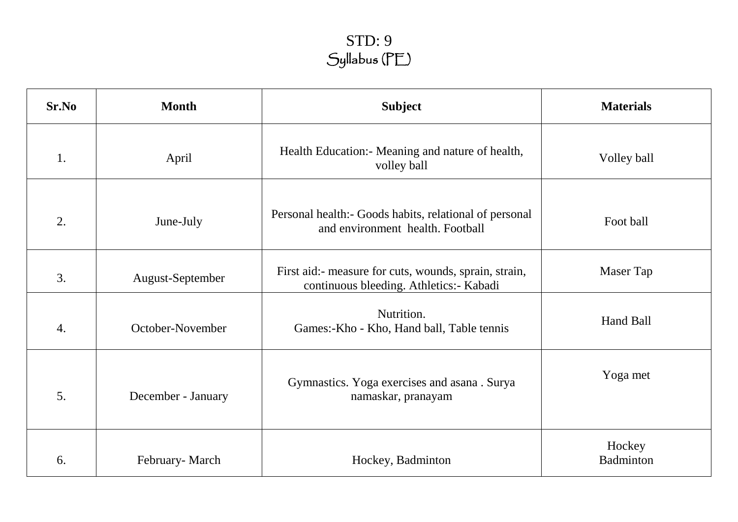# STD: 9
## Syllabus (PE)

| Sr.No | Month | Subject | Materials |
|---|---|---|---|
| 1. | April | Health Education:- Meaning and nature of health, volley ball | Volley ball |
| 2. | June-July | Personal health:- Goods habits, relational of personal and environment health. Football | Foot ball |
| 3. | August-September | First aid:- measure for cuts, wounds, sprain, strain, continuous bleeding. Athletics:- Kabadi | Maser Tap |
| 4. | October-November | Nutrition.<br>Games:-Kho - Kho, Hand ball, Table tennis | Hand Ball |
| 5. | December - January | Gymnastics. Yoga exercises and asana . Surya namaskar, pranayam | Yoga met |
| 6. | February- March | Hockey, Badminton | Hockey<br>Badminton |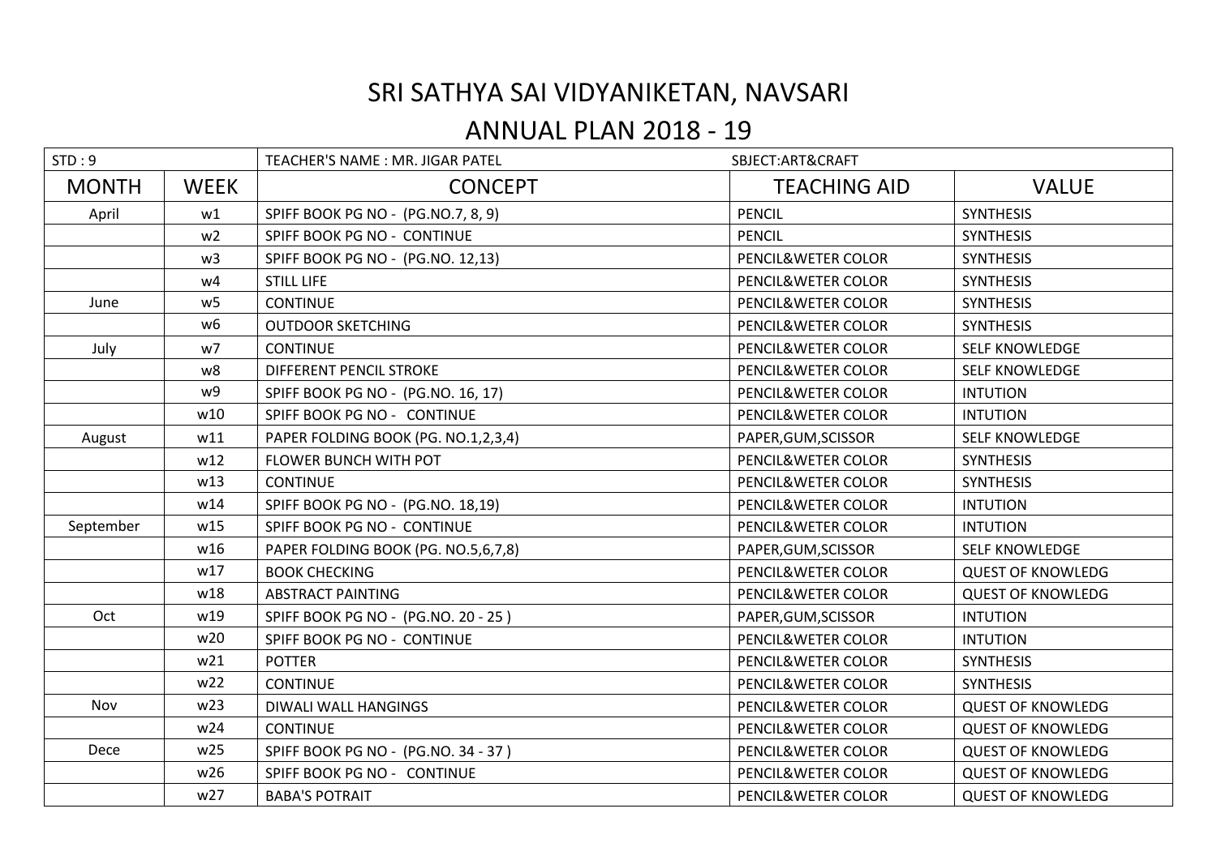# SRI SATHYA SAI VIDYANIKETAN, NAVSARI

## ANNUAL PLAN 2018 - 19

| STD : 9 | | TEACHER'S NAME : MR. JIGAR PATEL | SBJECT:ART&CRAFT | |
|---|---|---|---|---|
| MONTH | WEEK | CONCEPT | TEACHING AID | VALUE |
| April | w1 | SPIFF BOOK PG NO - (PG.NO.7, 8, 9) | PENCIL | SYNTHESIS |
| | w2 | SPIFF BOOK PG NO - CONTINUE | PENCIL | SYNTHESIS |
| | w3 | SPIFF BOOK PG NO - (PG.NO. 12,13) | PENCIL&WETER COLOR | SYNTHESIS |
| | w4 | STILL LIFE | PENCIL&WETER COLOR | SYNTHESIS |
| June | w5 | CONTINUE | PENCIL&WETER COLOR | SYNTHESIS |
| | w6 | OUTDOOR SKETCHING | PENCIL&WETER COLOR | SYNTHESIS |
| July | w7 | CONTINUE | PENCIL&WETER COLOR | SELF KNOWLEDGE |
| | w8 | DIFFERENT PENCIL STROKE | PENCIL&WETER COLOR | SELF KNOWLEDGE |
| | w9 | SPIFF BOOK PG NO - (PG.NO. 16, 17) | PENCIL&WETER COLOR | INTUTION |
| | w10 | SPIFF BOOK PG NO - CONTINUE | PENCIL&WETER COLOR | INTUTION |
| August | w11 | PAPER FOLDING BOOK (PG. NO.1,2,3,4) | PAPER,GUM,SCISSOR | SELF KNOWLEDGE |
| | w12 | FLOWER BUNCH WITH POT | PENCIL&WETER COLOR | SYNTHESIS |
| | w13 | CONTINUE | PENCIL&WETER COLOR | SYNTHESIS |
| | w14 | SPIFF BOOK PG NO - (PG.NO. 18,19) | PENCIL&WETER COLOR | INTUTION |
| September | w15 | SPIFF BOOK PG NO - CONTINUE | PENCIL&WETER COLOR | INTUTION |
| | w16 | PAPER FOLDING BOOK (PG. NO.5,6,7,8) | PAPER,GUM,SCISSOR | SELF KNOWLEDGE |
| | w17 | BOOK CHECKING | PENCIL&WETER COLOR | QUEST OF KNOWLEDG |
| | w18 | ABSTRACT PAINTING | PENCIL&WETER COLOR | QUEST OF KNOWLEDG |
| Oct | w19 | SPIFF BOOK PG NO - (PG.NO. 20 - 25 ) | PAPER,GUM,SCISSOR | INTUTION |
| | w20 | SPIFF BOOK PG NO - CONTINUE | PENCIL&WETER COLOR | INTUTION |
| | w21 | POTTER | PENCIL&WETER COLOR | SYNTHESIS |
| | w22 | CONTINUE | PENCIL&WETER COLOR | SYNTHESIS |
| Nov | w23 | DIWALI WALL HANGINGS | PENCIL&WETER COLOR | QUEST OF KNOWLEDG |
| | w24 | CONTINUE | PENCIL&WETER COLOR | QUEST OF KNOWLEDG |
| Dece | w25 | SPIFF BOOK PG NO - (PG.NO. 34 - 37 ) | PENCIL&WETER COLOR | QUEST OF KNOWLEDG |
| | w26 | SPIFF BOOK PG NO - CONTINUE | PENCIL&WETER COLOR | QUEST OF KNOWLEDG |
| | w27 | BABA'S POTRAIT | PENCIL&WETER COLOR | QUEST OF KNOWLEDG |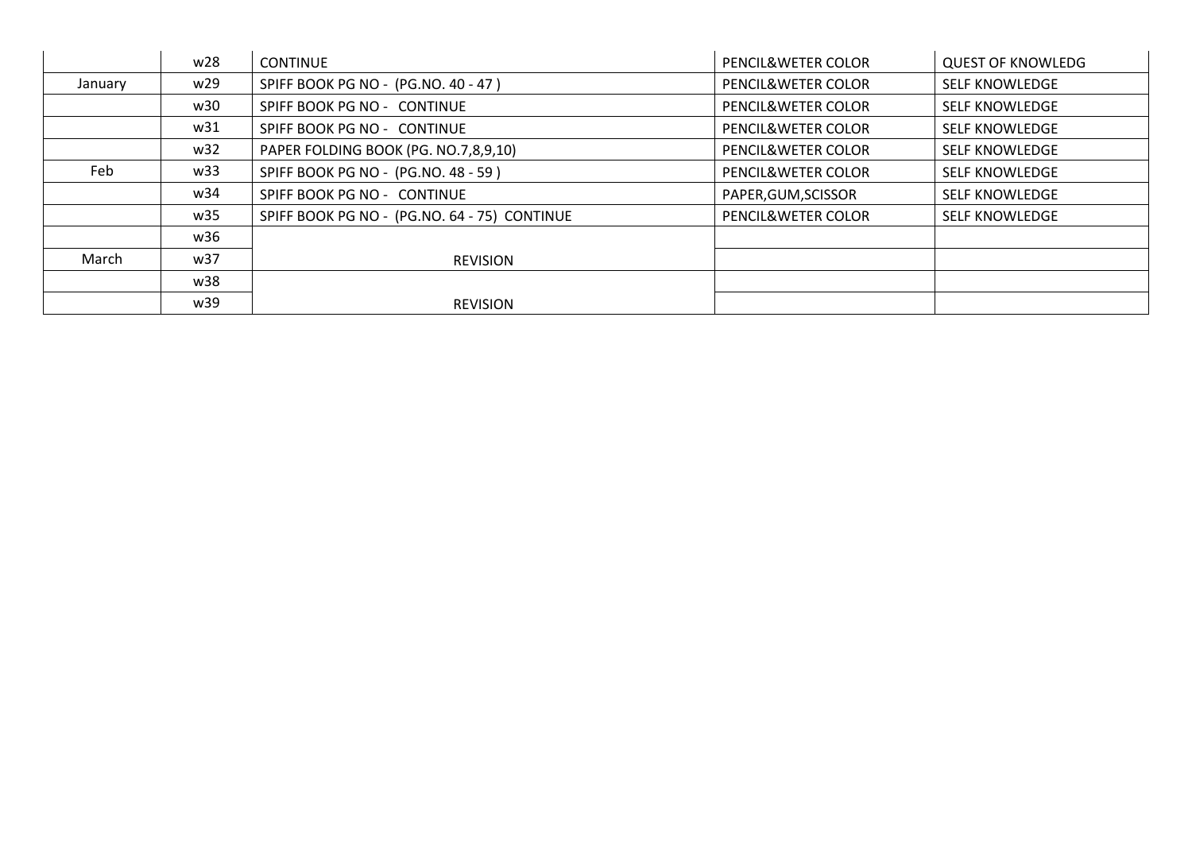| | | | | |
|---|---|---|---|---|
| | w28 | CONTINUE | PENCIL&WETER COLOR | QUEST OF KNOWLEDG |
| January | w29 | SPIFF BOOK PG NO - (PG.NO. 40 - 47 ) | PENCIL&WETER COLOR | SELF KNOWLEDGE |
| | w30 | SPIFF BOOK PG NO - CONTINUE | PENCIL&WETER COLOR | SELF KNOWLEDGE |
| | w31 | SPIFF BOOK PG NO - CONTINUE | PENCIL&WETER COLOR | SELF KNOWLEDGE |
| | w32 | PAPER FOLDING BOOK (PG. NO.7,8,9,10) | PENCIL&WETER COLOR | SELF KNOWLEDGE |
| Feb | w33 | SPIFF BOOK PG NO - (PG.NO. 48 - 59 ) | PENCIL&WETER COLOR | SELF KNOWLEDGE |
| | w34 | SPIFF BOOK PG NO - CONTINUE | PAPER,GUM,SCISSOR | SELF KNOWLEDGE |
| | w35 | SPIFF BOOK PG NO - (PG.NO. 64 - 75) CONTINUE | PENCIL&WETER COLOR | SELF KNOWLEDGE |
| | w36 | | | |
| March | w37 | REVISION | | |
| | w38 | | | |
| | w39 | REVISION | | |